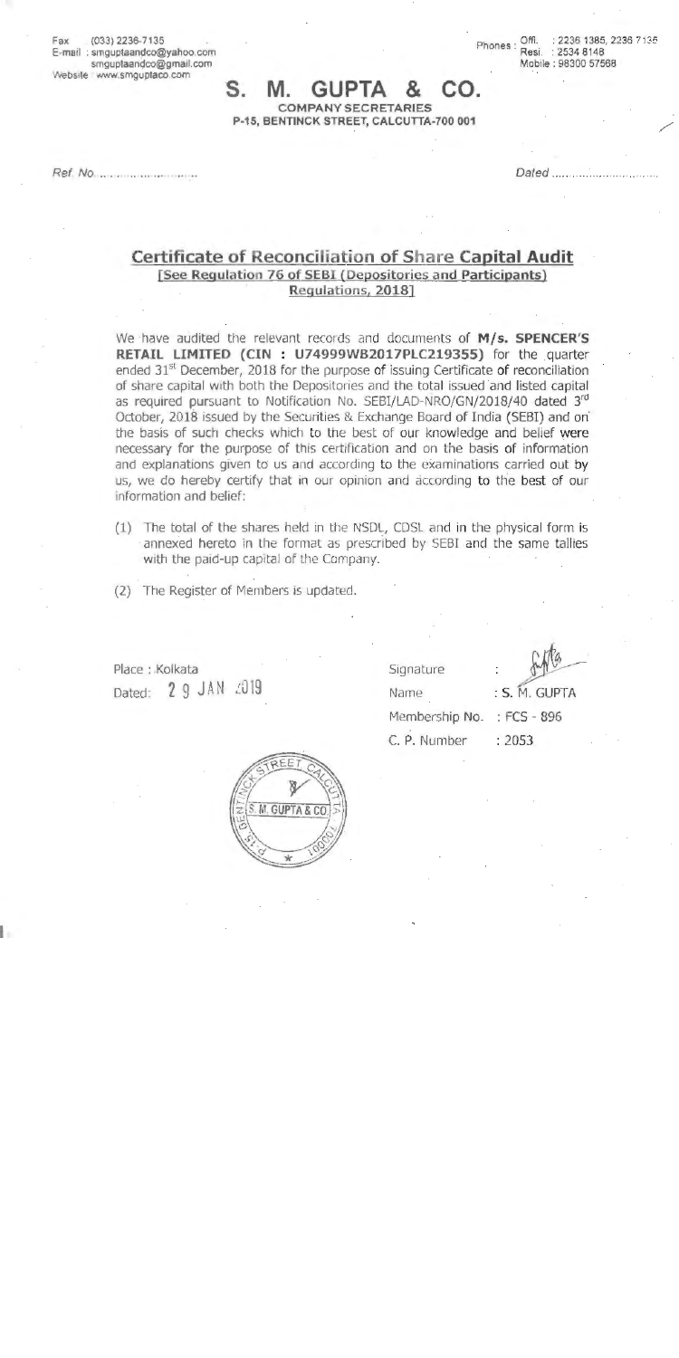Fax (033) 2236-7135
E-mail : smguptaandco@yahoo.com
smguptaandco@gmail.com
Website : www.smguptaco.com

Phones : Offl. : 2236 1385, 2236 7135
Resi. : 2534 8148
Mobile : 98300 57568

# S. M. GUPTA & CO.

**COMPANY SECRETARIES**
**P-15, BENTINCK STREET, CALCUTTA-700 001**

Ref. No. ..................... Dated .....................

## Certificate of Reconciliation of Share Capital Audit
**[See Regulation 76 of SEBI (Depositories and Participants) Regulations, 2018]**

We have audited the relevant records and documents of **M/s. SPENCER'S RETAIL LIMITED (CIN : U74999WB2017PLC219355)** for the quarter ended 31st December, 2018 for the purpose of issuing Certificate of reconciliation of share capital with both the Depositories and the total issued and listed capital as required pursuant to Notification No. SEBI/LAD-NRO/GN/2018/40 dated 3rd October, 2018 issued by the Securities & Exchange Board of India (SEBI) and on the basis of such checks which to the best of our knowledge and belief were necessary for the purpose of this certification and on the basis of information and explanations given to us and according to the examinations carried out by us, we do hereby certify that in our opinion and according to the best of our information and belief:

(1) The total of the shares held in the NSDL, CDSL and in the physical form is annexed hereto in the format as prescribed by SEBI and the same tallies with the paid-up capital of the Company.

(2) The Register of Members is updated.

Place : Kolkata
Dated: 29 JAN 2019

Signature :
Name : S. M. GUPTA
Membership No. : FCS - 896
C. P. Number : 2053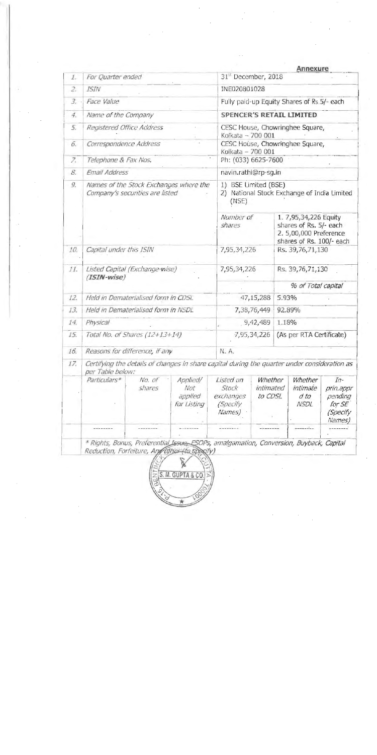**Annexure**

| | | | | | | | | |
|---|---|---|---|---|---|---|---|---|
| 1. | For Quarter ended | | | 31st December, 2018 | | | | |
| 2. | ISIN | | | INE020801028 | | | | |
| 3. | Face Value | | | Fully paid-up Equity Shares of Rs.5/- each | | | | |
| 4. | Name of the Company | | | **SPENCER'S RETAIL LIMITED** | | | | |
| 5. | Registered Office Address | | | CESC House, Chowringhee Square, Kolkata – 700 001 | | | | |
| 6. | Correspondence Address | | | CESC House, Chowringhee Square, Kolkata – 700 001 | | | | |
| 7. | Telephone & Fax Nos. | | | Ph: (033) 6625-7600 | | | | |
| 8. | Email Address | | | navin.rathi@rp-sg.in | | | | |
| 9. | Names of the Stock Exchanges where the Company's securities are listed | | | 1) BSE Limited (BSE) 2) National Stock Exchange of India Limited (NSE) | | | | |
| | | | | Number of shares | | 1. 7,95,34,226 Equity shares of Rs. 5/- each 2. 5,00,000 Preference shares of Rs. 100/- each | | |
| 10. | Capital under this ISIN | | | 7,95,34,226 | | Rs. 39,76,71,130 | | |
| 11. | Listed Capital (Exchange-wise) (**ISIN-wise**) | | | 7,95,34,226 | | Rs. 39,76,71,130 | | |
| | | | | | | % of Total capital | | |
| 12. | Held in Dematerialised form in CDSL | | | 47,15,288 | | 5.93% | | |
| 13. | Held in Dematerialised form in NSDL | | | 7,38,76,449 | | 92.89% | | |
| 14. | Physical | | | 9,42,489 | | 1.18% | | |
| 15. | Total No. of Shares (12+13+14) | | | 7,95,34,226 | | (As per RTA Certificate) | | |
| 16. | Reasons for difference, if any | | | N. A. | | | | |
| 17. | Certifying the details of changes in share capital during the quarter under consideration as per Table below: | | | | | | | |
| | Particulars* | No. of shares | Applied/ Not applied for Listing | Listed on Stock exchanges (Specify Names) | Whether intimated to CDSL | Whether intimated to NSDL | In-prin.appr pending for SE (Specify Names) | |
| | -------- | -------- | -------- | -------- | -------- | -------- | -------- | |
| | * Rights, Bonus, Preferential Issue, ESOPs, amalgamation, Conversion, Buyback, Capital Reduction, Forfeiture, Any other (to specify) | | | | | | | |

S. M. GUPTA & CO.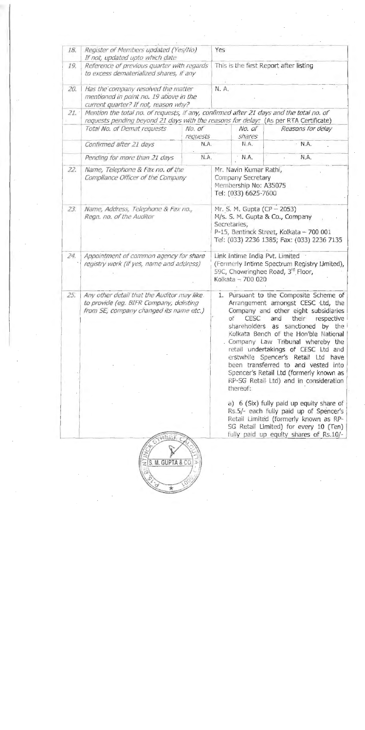| 18. | Register of Members updated (Yes/No) If not, updated upto which date | Yes | | |
|---|---|---|---|---|
| 19. | Reference of previous quarter with regards to excess dematerialized shares, if any | This is the first Report after listing | | |
| 20. | Has the company resolved the matter mentioned in point no. 19 above in the current quarter? If not, reason why? | N. A. | | |
| 21. | Mention the total no. of requests, if any, confirmed after 21 days and the total no. of requests pending beyond 21 days with the reasons for delay: (As per RTA Certificate) | | | |
| | Total No. of Demat requests | No. of requests | No. of shares | Reasons for delay |
| | Confirmed after 21 days | N.A. | N.A. | N.A. |
| | Pending for more than 21 days | N.A. | N.A. | N.A. |
| 22. | Name, Telephone & Fax no. of the Compliance Officer of the Company | Mr. Navin Kumar Rathi, Company Secretary Membership No: A35075 Tel: (033) 6625-7600 | | |
| 23. | Name, Address, Telephone & Fax no., Regn. no. of the Auditor | Mr. S. M. Gupta (CP – 2053) M/s. S. M. Gupta & Co., Company Secretaries, P-15, Bentinck Street, Kolkata – 700 001 Tel: (033) 2236 1385; Fax: (033) 2236 7135 | | |
| 24. | Appointment of common agency for share registry work (if yes, name and address) | Link Intime India Pvt. Limited (Formerly Intime Spectrum Registry Limited), 59C, Chowringhee Road, 3rd Floor, Kolkata – 700 020 | | |
| 25. | Any other detail that the Auditor may like to provide (eg. BIFR Company, delisting from SE, company changed its name etc.) | 1. Pursuant to the Composite Scheme of Arrangement amongst CESC Ltd, the Company and other eight subsidiaries of CESC and their respective shareholders as sanctioned by the Kolkata Bench of the Hon'ble National Company Law Tribunal whereby the retail undertakings of CESC Ltd and erstwhile Spencer's Retail Ltd have been transferred to and vested into Spencer's Retail Ltd (formerly known as RP-SG Retail Ltd) and in consideration thereof:<br><br>a) 6 (Six) fully paid up equity share of Rs.5/- each fully paid up of Spencer's Retail Limited (formerly known as RP-SG Retail Limited) for every 10 (Ten) fully paid up equity shares of Rs.10/- | | |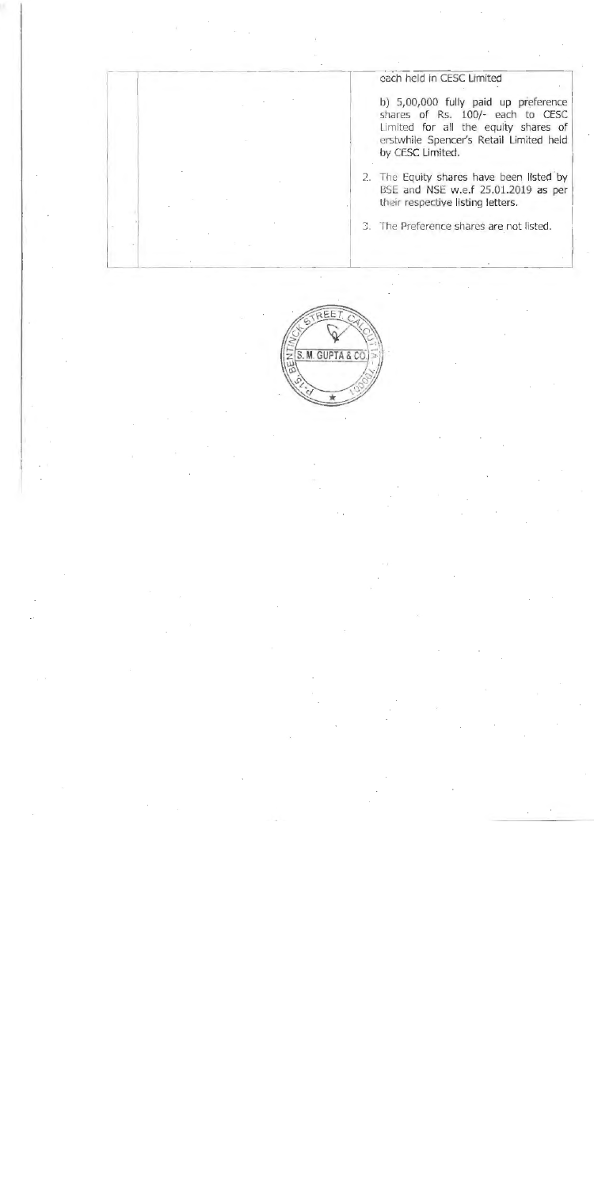| | | |
|---|---|---|
| | | each held in CESC Limited<br><br>b) 5,00,000 fully paid up preference shares of Rs. 100/- each to CESC Limited for all the equity shares of erstwhile Spencer's Retail Limited held by CESC Limited.<br><br>2. The Equity shares have been listed by BSE and NSE w.e.f 25.01.2019 as per their respective listing letters.<br><br>3. The Preference shares are not listed. |

S. M. GUPTA & CO.
P-15, BENTINCK STREET, CALCUTTA-700001